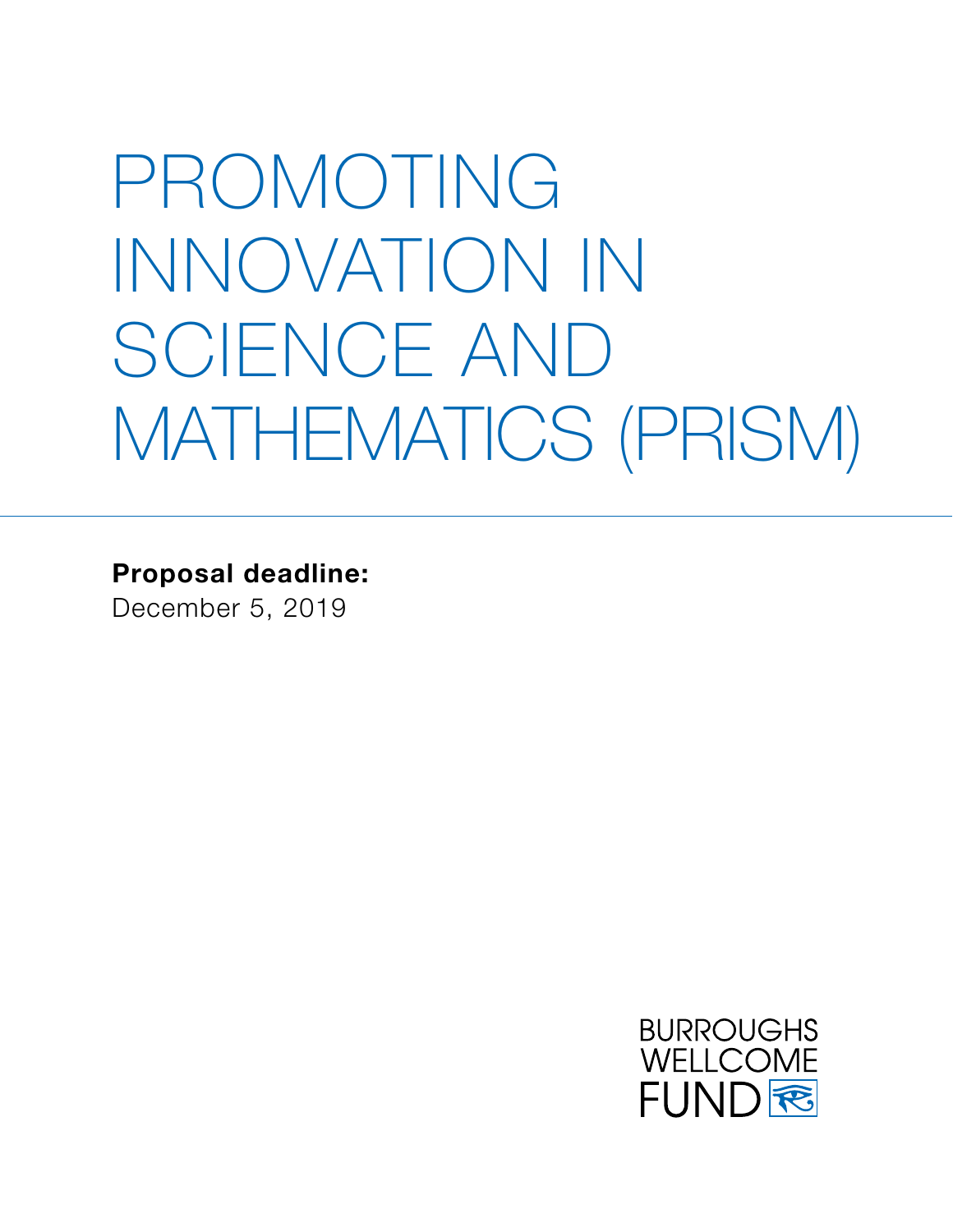# PROMOTING INNOVATION IN SCIENCE AND MATHEMATICS (PRISM)

**Proposal deadline:**
December 5, 2019

BURROUGHS WELLCOME FUND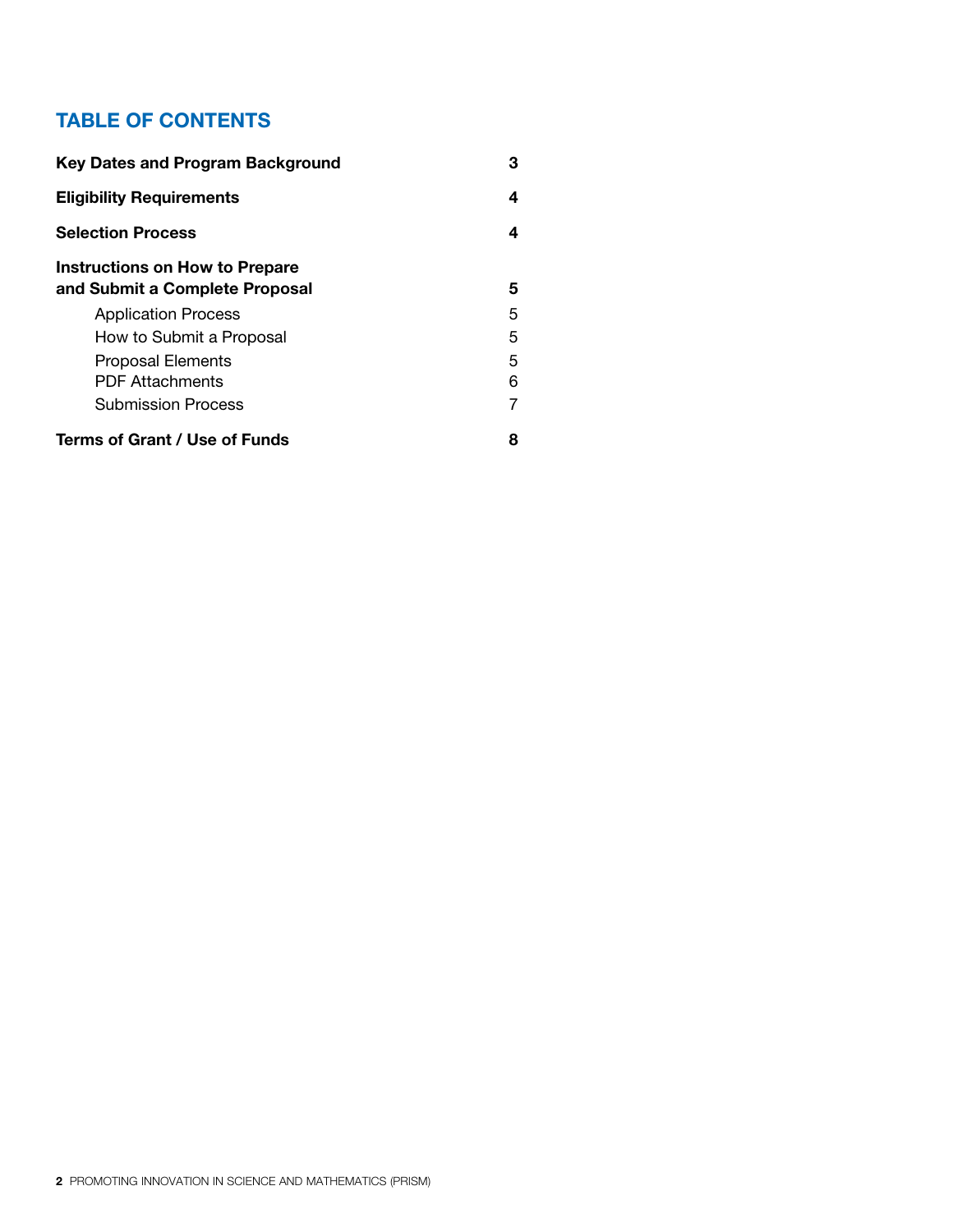## TABLE OF CONTENTS

| | |
|---|---|
| **Key Dates and Program Background** | **3** |
| **Eligibility Requirements** | **4** |
| **Selection Process** | **4** |
| **Instructions on How to Prepare and Submit a Complete Proposal** | **5** |
| Application Process | 5 |
| How to Submit a Proposal | 5 |
| Proposal Elements | 5 |
| PDF Attachments | 6 |
| Submission Process | 7 |
| **Terms of Grant / Use of Funds** | **8** |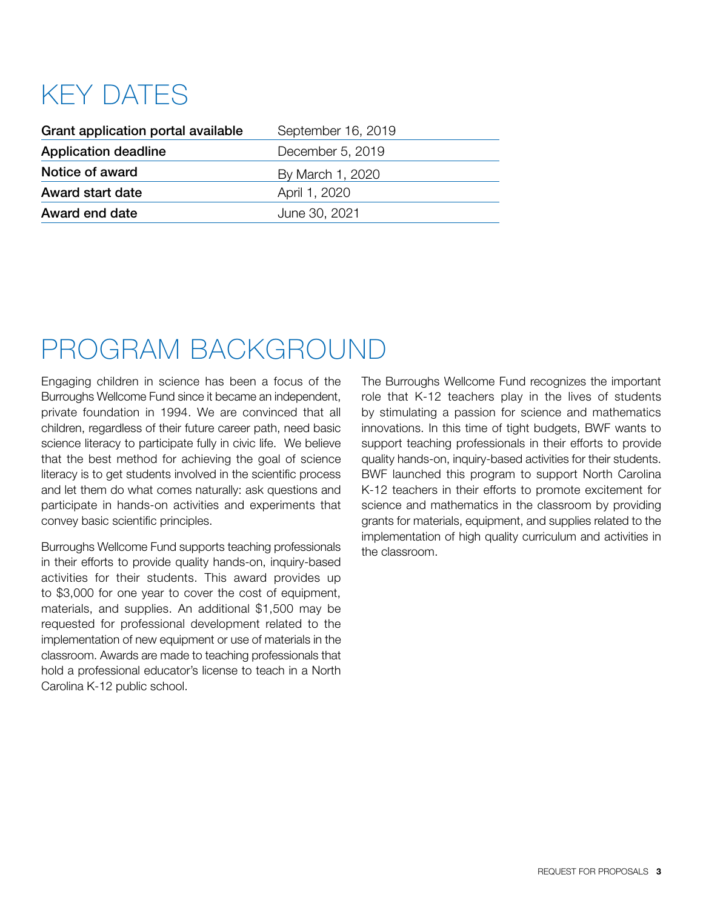# KEY DATES

| | |
|---|---|
| **Grant application portal available** | September 16, 2019 |
| **Application deadline** | December 5, 2019 |
| **Notice of award** | By March 1, 2020 |
| **Award start date** | April 1, 2020 |
| **Award end date** | June 30, 2021 |

# PROGRAM BACKGROUND

Engaging children in science has been a focus of the Burroughs Wellcome Fund since it became an independent, private foundation in 1994. We are convinced that all children, regardless of their future career path, need basic science literacy to participate fully in civic life. We believe that the best method for achieving the goal of science literacy is to get students involved in the scientific process and let them do what comes naturally: ask questions and participate in hands-on activities and experiments that convey basic scientific principles.

Burroughs Wellcome Fund supports teaching professionals in their efforts to provide quality hands-on, inquiry-based activities for their students. This award provides up to $3,000 for one year to cover the cost of equipment, materials, and supplies. An additional $1,500 may be requested for professional development related to the implementation of new equipment or use of materials in the classroom. Awards are made to teaching professionals that hold a professional educator's license to teach in a North Carolina K-12 public school.

The Burroughs Wellcome Fund recognizes the important role that K-12 teachers play in the lives of students by stimulating a passion for science and mathematics innovations. In this time of tight budgets, BWF wants to support teaching professionals in their efforts to provide quality hands-on, inquiry-based activities for their students. BWF launched this program to support North Carolina K-12 teachers in their efforts to promote excitement for science and mathematics in the classroom by providing grants for materials, equipment, and supplies related to the implementation of high quality curriculum and activities in the classroom.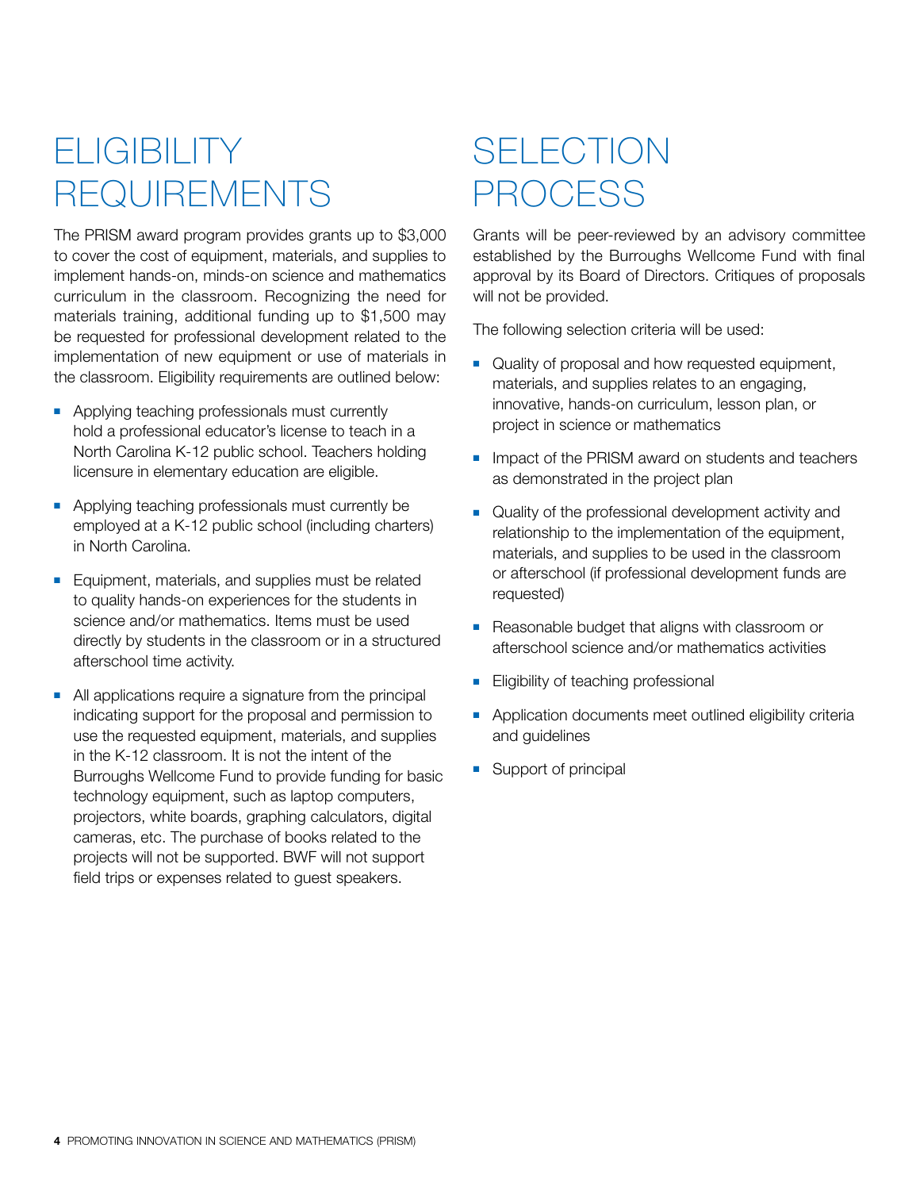# ELIGIBILITY REQUIREMENTS

The PRISM award program provides grants up to $3,000 to cover the cost of equipment, materials, and supplies to implement hands-on, minds-on science and mathematics curriculum in the classroom. Recognizing the need for materials training, additional funding up to $1,500 may be requested for professional development related to the implementation of new equipment or use of materials in the classroom. Eligibility requirements are outlined below:

- Applying teaching professionals must currently hold a professional educator's license to teach in a North Carolina K-12 public school. Teachers holding licensure in elementary education are eligible.
- Applying teaching professionals must currently be employed at a K-12 public school (including charters) in North Carolina.
- Equipment, materials, and supplies must be related to quality hands-on experiences for the students in science and/or mathematics. Items must be used directly by students in the classroom or in a structured afterschool time activity.
- All applications require a signature from the principal indicating support for the proposal and permission to use the requested equipment, materials, and supplies in the K-12 classroom. It is not the intent of the Burroughs Wellcome Fund to provide funding for basic technology equipment, such as laptop computers, projectors, white boards, graphing calculators, digital cameras, etc. The purchase of books related to the projects will not be supported. BWF will not support field trips or expenses related to guest speakers.

# SELECTION PROCESS

Grants will be peer-reviewed by an advisory committee established by the Burroughs Wellcome Fund with final approval by its Board of Directors. Critiques of proposals will not be provided.

The following selection criteria will be used:

- Quality of proposal and how requested equipment, materials, and supplies relates to an engaging, innovative, hands-on curriculum, lesson plan, or project in science or mathematics
- Impact of the PRISM award on students and teachers as demonstrated in the project plan
- Quality of the professional development activity and relationship to the implementation of the equipment, materials, and supplies to be used in the classroom or afterschool (if professional development funds are requested)
- Reasonable budget that aligns with classroom or afterschool science and/or mathematics activities
- Eligibility of teaching professional
- Application documents meet outlined eligibility criteria and guidelines
- Support of principal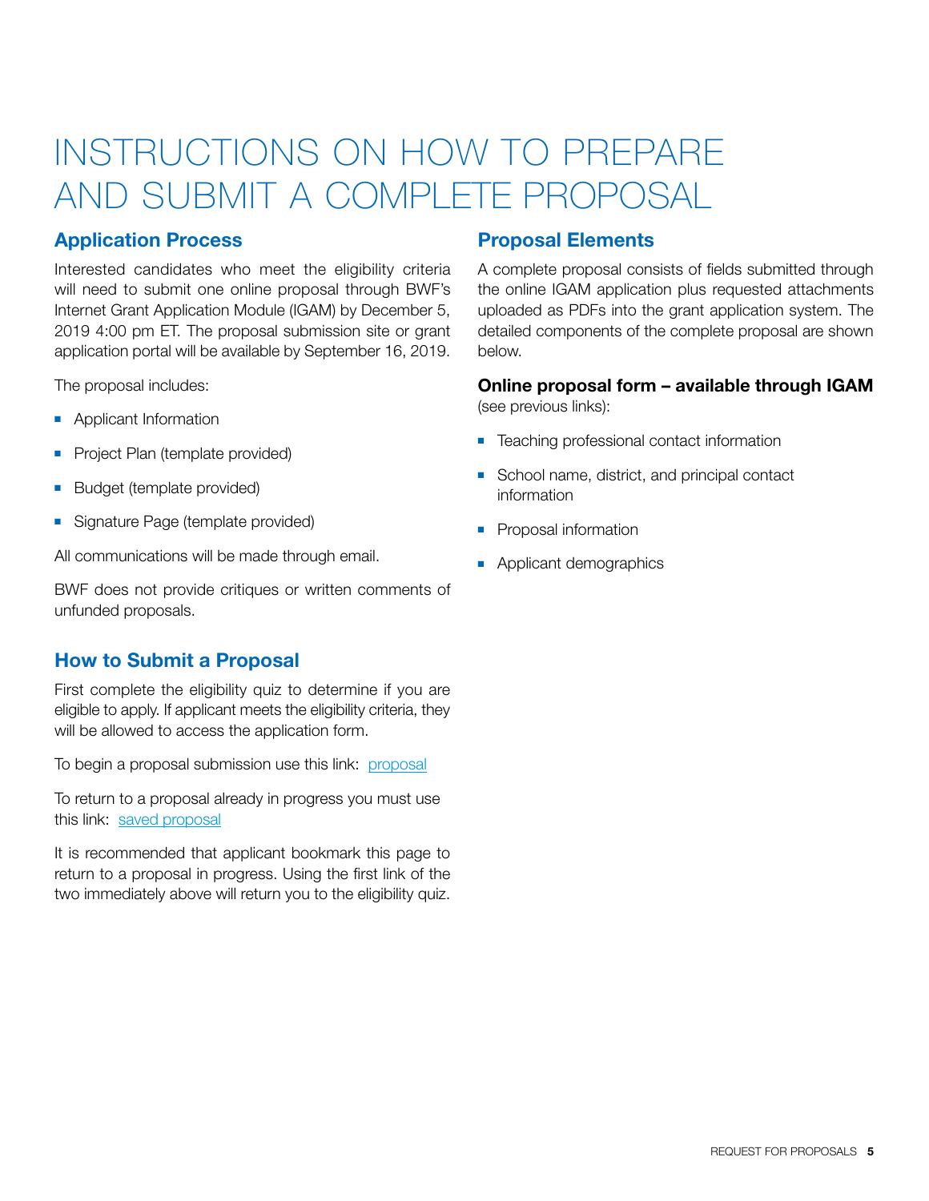# INSTRUCTIONS ON HOW TO PREPARE AND SUBMIT A COMPLETE PROPOSAL

## Application Process

Interested candidates who meet the eligibility criteria will need to submit one online proposal through BWF's Internet Grant Application Module (IGAM) by December 5, 2019 4:00 pm ET. The proposal submission site or grant application portal will be available by September 16, 2019.

The proposal includes:

- Applicant Information
- Project Plan (template provided)
- Budget (template provided)
- Signature Page (template provided)

All communications will be made through email.

BWF does not provide critiques or written comments of unfunded proposals.

## How to Submit a Proposal

First complete the eligibility quiz to determine if you are eligible to apply. If applicant meets the eligibility criteria, they will be allowed to access the application form.

To begin a proposal submission use this link: proposal

To return to a proposal already in progress you must use this link: saved proposal

It is recommended that applicant bookmark this page to return to a proposal in progress. Using the first link of the two immediately above will return you to the eligibility quiz.

## Proposal Elements

A complete proposal consists of fields submitted through the online IGAM application plus requested attachments uploaded as PDFs into the grant application system. The detailed components of the complete proposal are shown below.

**Online proposal form – available through IGAM** (see previous links):

- Teaching professional contact information
- School name, district, and principal contact information
- Proposal information
- Applicant demographics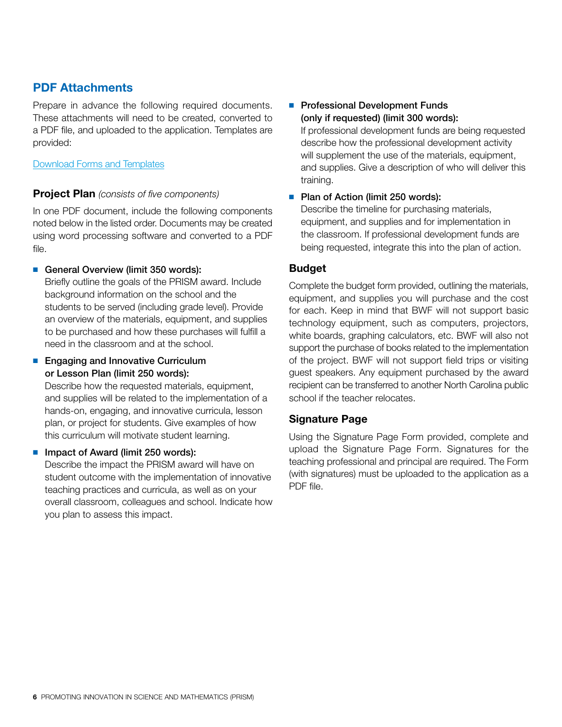## PDF Attachments

Prepare in advance the following required documents. These attachments will need to be created, converted to a PDF file, and uploaded to the application. Templates are provided:

[Download Forms and Templates]

### Project Plan *(consists of five components)*

In one PDF document, include the following components noted below in the listed order. Documents may be created using word processing software and converted to a PDF file.

- **General Overview (limit 350 words):**
  Briefly outline the goals of the PRISM award. Include background information on the school and the students to be served (including grade level). Provide an overview of the materials, equipment, and supplies to be purchased and how these purchases will fulfill a need in the classroom and at the school.
- **Engaging and Innovative Curriculum or Lesson Plan (limit 250 words):**
  Describe how the requested materials, equipment, and supplies will be related to the implementation of a hands-on, engaging, and innovative curricula, lesson plan, or project for students. Give examples of how this curriculum will motivate student learning.
- **Impact of Award (limit 250 words):**
  Describe the impact the PRISM award will have on student outcome with the implementation of innovative teaching practices and curricula, as well as on your overall classroom, colleagues and school. Indicate how you plan to assess this impact.
- **Professional Development Funds (only if requested) (limit 300 words):**
  If professional development funds are being requested describe how the professional development activity will supplement the use of the materials, equipment, and supplies. Give a description of who will deliver this training.
- **Plan of Action (limit 250 words):**
  Describe the timeline for purchasing materials, equipment, and supplies and for implementation in the classroom. If professional development funds are being requested, integrate this into the plan of action.

### Budget

Complete the budget form provided, outlining the materials, equipment, and supplies you will purchase and the cost for each. Keep in mind that BWF will not support basic technology equipment, such as computers, projectors, white boards, graphing calculators, etc. BWF will also not support the purchase of books related to the implementation of the project. BWF will not support field trips or visiting guest speakers. Any equipment purchased by the award recipient can be transferred to another North Carolina public school if the teacher relocates.

### Signature Page

Using the Signature Page Form provided, complete and upload the Signature Page Form. Signatures for the teaching professional and principal are required. The Form (with signatures) must be uploaded to the application as a PDF file.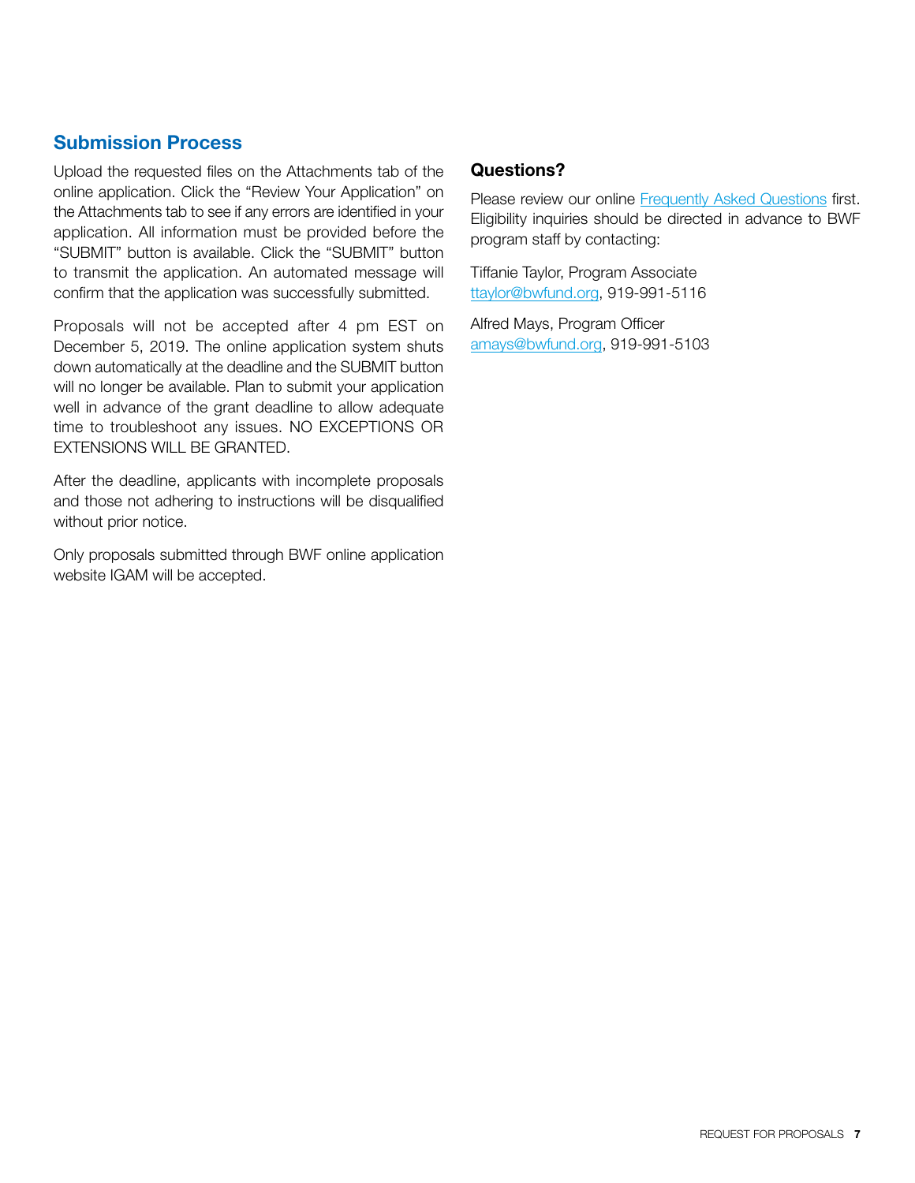## Submission Process

Upload the requested files on the Attachments tab of the online application. Click the "Review Your Application" on the Attachments tab to see if any errors are identified in your application. All information must be provided before the "SUBMIT" button is available. Click the "SUBMIT" button to transmit the application. An automated message will confirm that the application was successfully submitted.

Proposals will not be accepted after 4 pm EST on December 5, 2019. The online application system shuts down automatically at the deadline and the SUBMIT button will no longer be available. Plan to submit your application well in advance of the grant deadline to allow adequate time to troubleshoot any issues. NO EXCEPTIONS OR EXTENSIONS WILL BE GRANTED.

After the deadline, applicants with incomplete proposals and those not adhering to instructions will be disqualified without prior notice.

Only proposals submitted through BWF online application website IGAM will be accepted.

### Questions?

Please review our online Frequently Asked Questions first. Eligibility inquiries should be directed in advance to BWF program staff by contacting:

Tiffanie Taylor, Program Associate
ttaylor@bwfund.org, 919-991-5116

Alfred Mays, Program Officer
amays@bwfund.org, 919-991-5103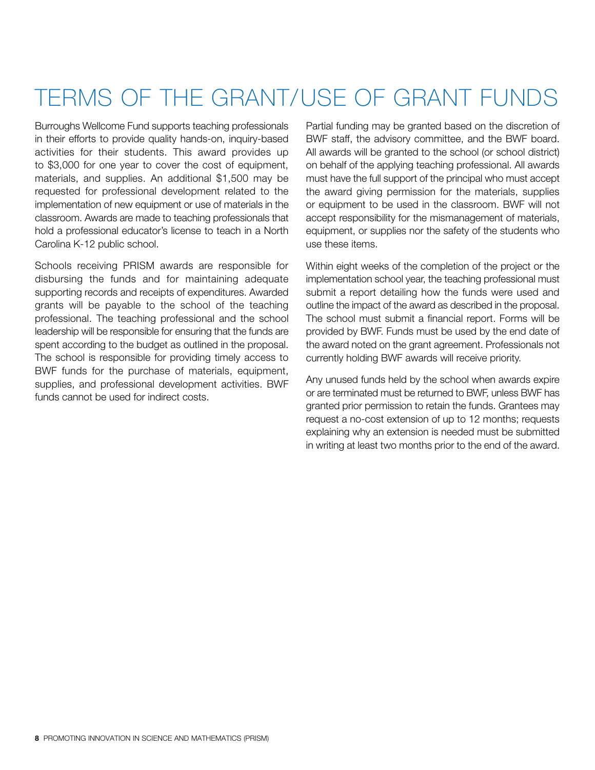# TERMS OF THE GRANT/USE OF GRANT FUNDS

Burroughs Wellcome Fund supports teaching professionals in their efforts to provide quality hands-on, inquiry-based activities for their students. This award provides up to $3,000 for one year to cover the cost of equipment, materials, and supplies. An additional $1,500 may be requested for professional development related to the implementation of new equipment or use of materials in the classroom. Awards are made to teaching professionals that hold a professional educator's license to teach in a North Carolina K-12 public school.

Schools receiving PRISM awards are responsible for disbursing the funds and for maintaining adequate supporting records and receipts of expenditures. Awarded grants will be payable to the school of the teaching professional. The teaching professional and the school leadership will be responsible for ensuring that the funds are spent according to the budget as outlined in the proposal. The school is responsible for providing timely access to BWF funds for the purchase of materials, equipment, supplies, and professional development activities. BWF funds cannot be used for indirect costs.

Partial funding may be granted based on the discretion of BWF staff, the advisory committee, and the BWF board. All awards will be granted to the school (or school district) on behalf of the applying teaching professional. All awards must have the full support of the principal who must accept the award giving permission for the materials, supplies or equipment to be used in the classroom. BWF will not accept responsibility for the mismanagement of materials, equipment, or supplies nor the safety of the students who use these items.

Within eight weeks of the completion of the project or the implementation school year, the teaching professional must submit a report detailing how the funds were used and outline the impact of the award as described in the proposal. The school must submit a financial report. Forms will be provided by BWF. Funds must be used by the end date of the award noted on the grant agreement. Professionals not currently holding BWF awards will receive priority.

Any unused funds held by the school when awards expire or are terminated must be returned to BWF, unless BWF has granted prior permission to retain the funds. Grantees may request a no-cost extension of up to 12 months; requests explaining why an extension is needed must be submitted in writing at least two months prior to the end of the award.